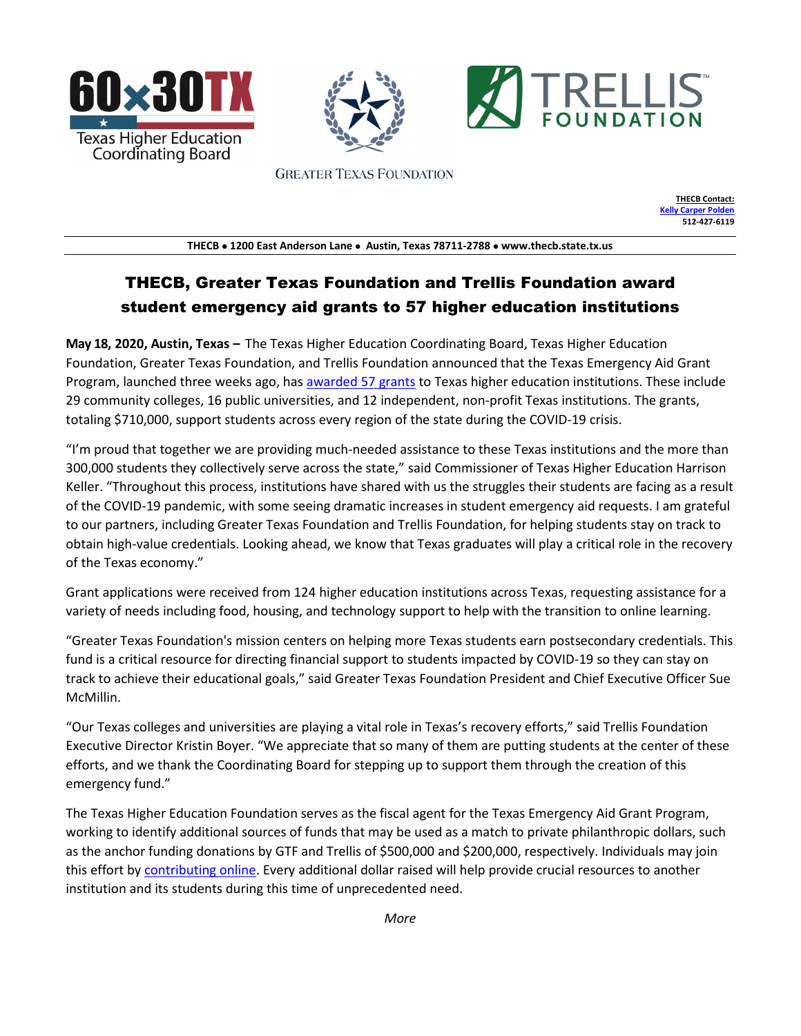60x30TX Texas Higher Education Coordinating Board

GREATER TEXAS FOUNDATION

TRELLIS FOUNDATION

**THECB Contact:**
**Kelly Carper Polden**
**512-427-6119**

**THECB • 1200 East Anderson Lane • Austin, Texas 78711-2788 • www.thecb.state.tx.us**

# THECB, Greater Texas Foundation and Trellis Foundation award student emergency aid grants to 57 higher education institutions

**May 18, 2020, Austin, Texas –** The Texas Higher Education Coordinating Board, Texas Higher Education Foundation, Greater Texas Foundation, and Trellis Foundation announced that the Texas Emergency Aid Grant Program, launched three weeks ago, has awarded 57 grants to Texas higher education institutions. These include 29 community colleges, 16 public universities, and 12 independent, non-profit Texas institutions. The grants, totaling $710,000, support students across every region of the state during the COVID-19 crisis.

"I'm proud that together we are providing much-needed assistance to these Texas institutions and the more than 300,000 students they collectively serve across the state," said Commissioner of Texas Higher Education Harrison Keller. "Throughout this process, institutions have shared with us the struggles their students are facing as a result of the COVID-19 pandemic, with some seeing dramatic increases in student emergency aid requests. I am grateful to our partners, including Greater Texas Foundation and Trellis Foundation, for helping students stay on track to obtain high-value credentials. Looking ahead, we know that Texas graduates will play a critical role in the recovery of the Texas economy."

Grant applications were received from 124 higher education institutions across Texas, requesting assistance for a variety of needs including food, housing, and technology support to help with the transition to online learning.

"Greater Texas Foundation's mission centers on helping more Texas students earn postsecondary credentials. This fund is a critical resource for directing financial support to students impacted by COVID-19 so they can stay on track to achieve their educational goals," said Greater Texas Foundation President and Chief Executive Officer Sue McMillin.

"Our Texas colleges and universities are playing a vital role in Texas's recovery efforts," said Trellis Foundation Executive Director Kristin Boyer. "We appreciate that so many of them are putting students at the center of these efforts, and we thank the Coordinating Board for stepping up to support them through the creation of this emergency fund."

The Texas Higher Education Foundation serves as the fiscal agent for the Texas Emergency Aid Grant Program, working to identify additional sources of funds that may be used as a match to private philanthropic dollars, such as the anchor funding donations by GTF and Trellis of $500,000 and $200,000, respectively. Individuals may join this effort by contributing online. Every additional dollar raised will help provide crucial resources to another institution and its students during this time of unprecedented need.

*More*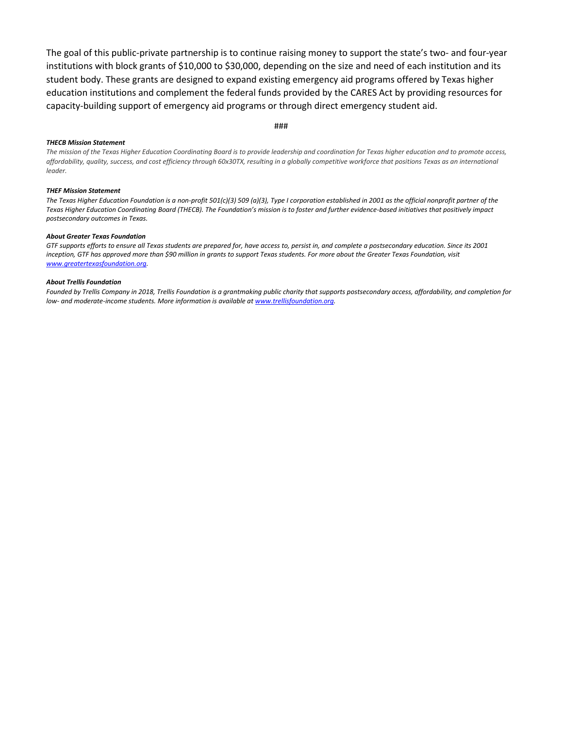The goal of this public-private partnership is to continue raising money to support the state's two- and four-year institutions with block grants of $10,000 to $30,000, depending on the size and need of each institution and its student body. These grants are designed to expand existing emergency aid programs offered by Texas higher education institutions and complement the federal funds provided by the CARES Act by providing resources for capacity-building support of emergency aid programs or through direct emergency student aid.

###

***THECB Mission Statement***

*The mission of the Texas Higher Education Coordinating Board is to provide leadership and coordination for Texas higher education and to promote access, affordability, quality, success, and cost efficiency through 60x30TX, resulting in a globally competitive workforce that positions Texas as an international leader.*

***THEF Mission Statement***

*The Texas Higher Education Foundation is a non-profit 501(c)(3) 509 (a)(3), Type I corporation established in 2001 as the official nonprofit partner of the Texas Higher Education Coordinating Board (THECB). The Foundation's mission is to foster and further evidence-based initiatives that positively impact postsecondary outcomes in Texas.*

***About Greater Texas Foundation***

*GTF supports efforts to ensure all Texas students are prepared for, have access to, persist in, and complete a postsecondary education. Since its 2001 inception, GTF has approved more than $90 million in grants to support Texas students. For more about the Greater Texas Foundation, visit [www.greatertexasfoundation.org](www.greatertexasfoundation.org).*

***About Trellis Foundation***

*Founded by Trellis Company in 2018, Trellis Foundation is a grantmaking public charity that supports postsecondary access, affordability, and completion for low- and moderate-income students. More information is available at [www.trellisfoundation.org](www.trellisfoundation.org).*